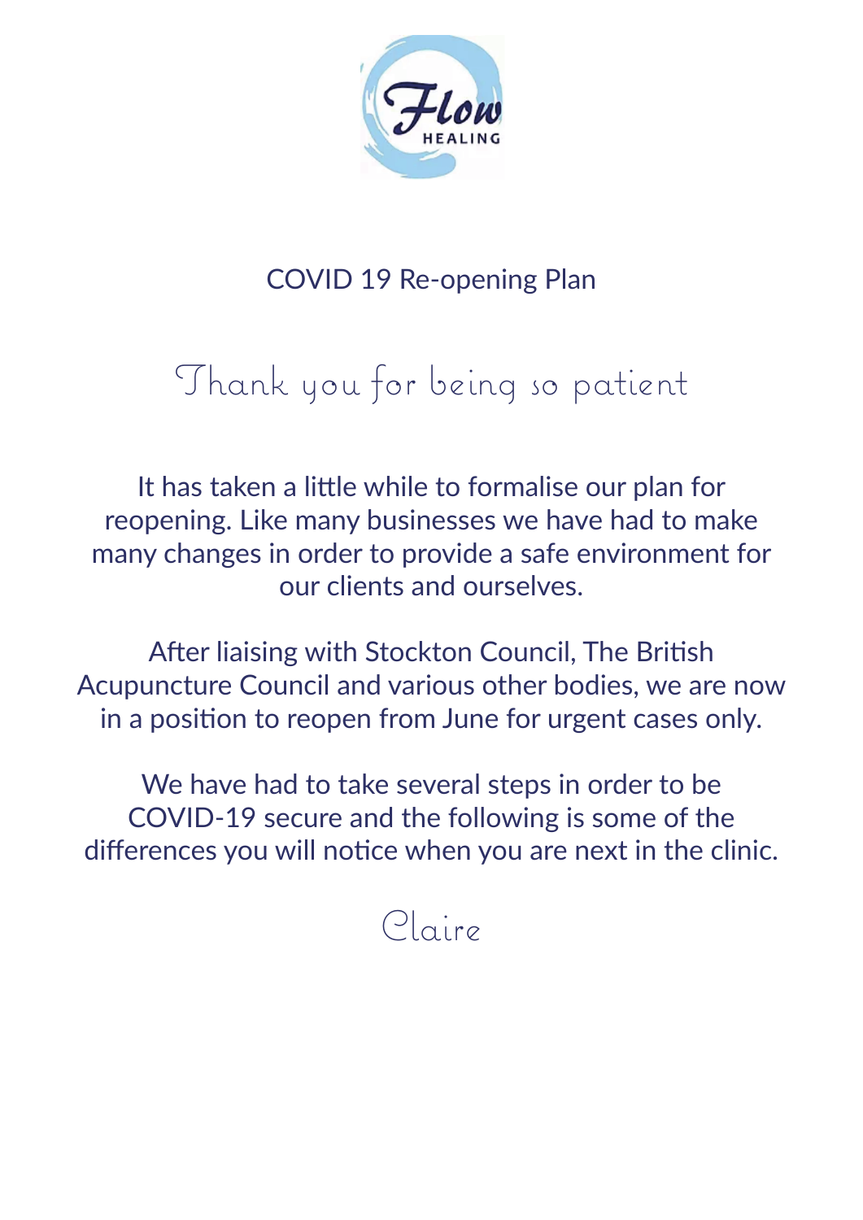Flow HEALING

# COVID 19 Re-opening Plan

## Thank you for being so patient

It has taken a little while to formalise our plan for reopening. Like many businesses we have had to make many changes in order to provide a safe environment for our clients and ourselves.

After liaising with Stockton Council, The British Acupuncture Council and various other bodies, we are now in a position to reopen from June for urgent cases only.

We have had to take several steps in order to be COVID-19 secure and the following is some of the differences you will notice when you are next in the clinic.

Claire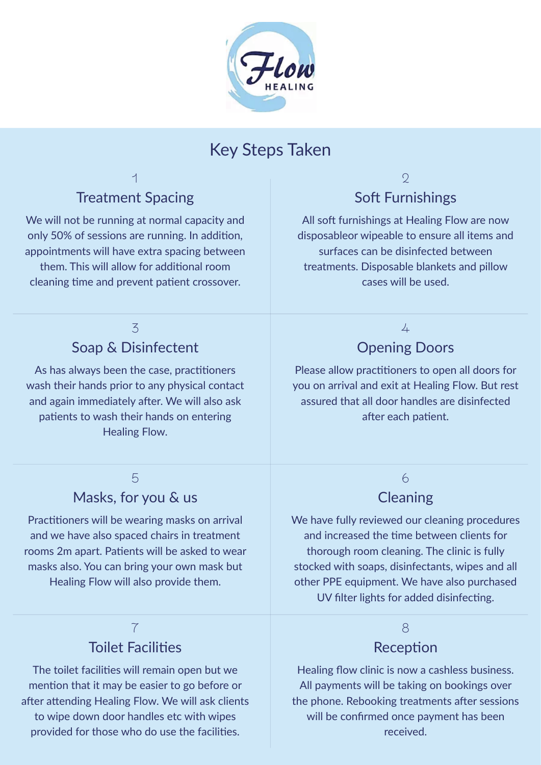Flow HEALING

# Key Steps Taken

## 1 Treatment Spacing

We will not be running at normal capacity and only 50% of sessions are running. In addition, appointments will have extra spacing between them. This will allow for additional room cleaning time and prevent patient crossover.

## 2 Soft Furnishings

All soft furnishings at Healing Flow are now disposableor wipeable to ensure all items and surfaces can be disinfected between treatments. Disposable blankets and pillow cases will be used.

## 3 Soap & Disinfectent

As has always been the case, practitioners wash their hands prior to any physical contact and again immediately after. We will also ask patients to wash their hands on entering Healing Flow.

## 4 Opening Doors

Please allow practitioners to open all doors for you on arrival and exit at Healing Flow. But rest assured that all door handles are disinfected after each patient.

## 5 Masks, for you & us

Practitioners will be wearing masks on arrival and we have also spaced chairs in treatment rooms 2m apart. Patients will be asked to wear masks also. You can bring your own mask but Healing Flow will also provide them.

## 6 Cleaning

We have fully reviewed our cleaning procedures and increased the time between clients for thorough room cleaning. The clinic is fully stocked with soaps, disinfectants, wipes and all other PPE equipment. We have also purchased UV filter lights for added disinfecting.

## 7 Toilet Facilities

The toilet facilities will remain open but we mention that it may be easier to go before or after attending Healing Flow. We will ask clients to wipe down door handles etc with wipes provided for those who do use the facilities.

## 8 Reception

Healing flow clinic is now a cashless business. All payments will be taking on bookings over the phone. Rebooking treatments after sessions will be confirmed once payment has been received.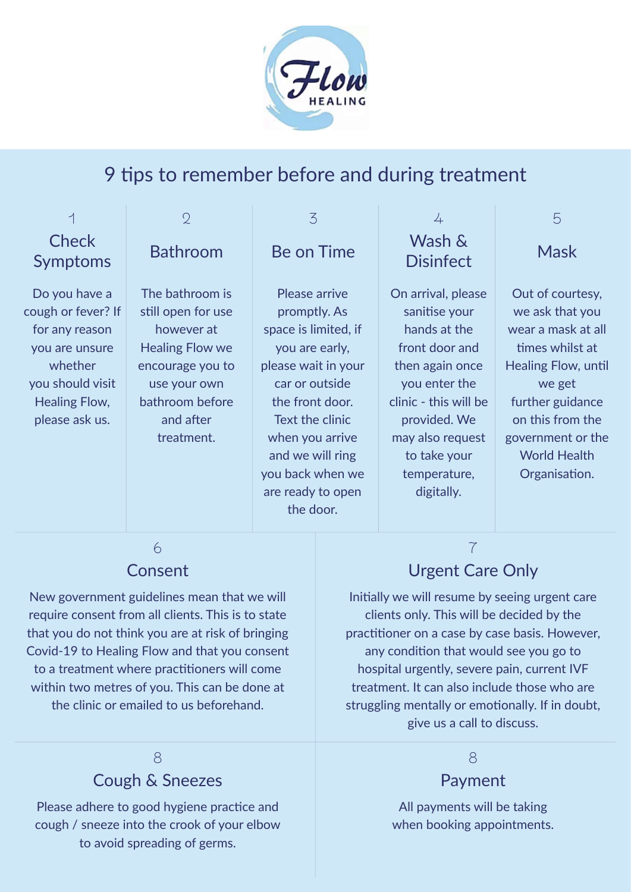Flow HEALING

# 9 tips to remember before and during treatment

## 1 Check Symptoms

Do you have a cough or fever? If for any reason you are unsure whether you should visit Healing Flow, please ask us.

## 2 Bathroom

The bathroom is still open for use however at Healing Flow we encourage you to use your own bathroom before and after treatment.

## 3 Be on Time

Please arrive promptly. As space is limited, if you are early, please wait in your car or outside the front door. Text the clinic when you arrive and we will ring you back when we are ready to open the door.

## 4 Wash & Disinfect

On arrival, please sanitise your hands at the front door and then again once you enter the clinic - this will be provided. We may also request to take your temperature, digitally.

## 5 Mask

Out of courtesy, we ask that you wear a mask at all times whilst at Healing Flow, until we get further guidance on this from the government or the World Health Organisation.

## 6 Consent

New government guidelines mean that we will require consent from all clients. This is to state that you do not think you are at risk of bringing Covid-19 to Healing Flow and that you consent to a treatment where practitioners will come within two metres of you. This can be done at the clinic or emailed to us beforehand.

## 7 Urgent Care Only

Initially we will resume by seeing urgent care clients only. This will be decided by the practitioner on a case by case basis. However, any condition that would see you go to hospital urgently, severe pain, current IVF treatment. It can also include those who are struggling mentally or emotionally. If in doubt, give us a call to discuss.

## 8 Cough & Sneezes

Please adhere to good hygiene practice and cough / sneeze into the crook of your elbow to avoid spreading of germs.

## 8 Payment

All payments will be taking when booking appointments.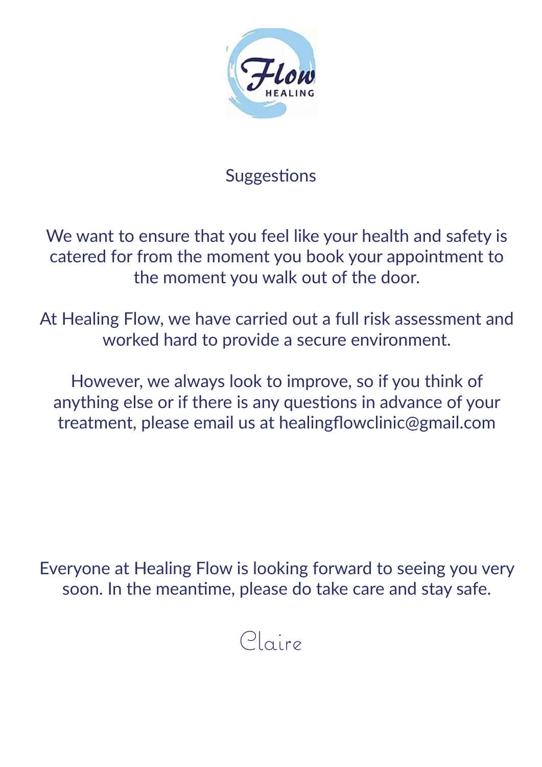## Suggestions

We want to ensure that you feel like your health and safety is catered for from the moment you book your appointment to the moment you walk out of the door.

At Healing Flow, we have carried out a full risk assessment and worked hard to provide a secure environment.

However, we always look to improve, so if you think of anything else or if there is any questions in advance of your treatment, please email us at healingflowclinic@gmail.com

Everyone at Healing Flow is looking forward to seeing you very soon. In the meantime, please do take care and stay safe.

Claire